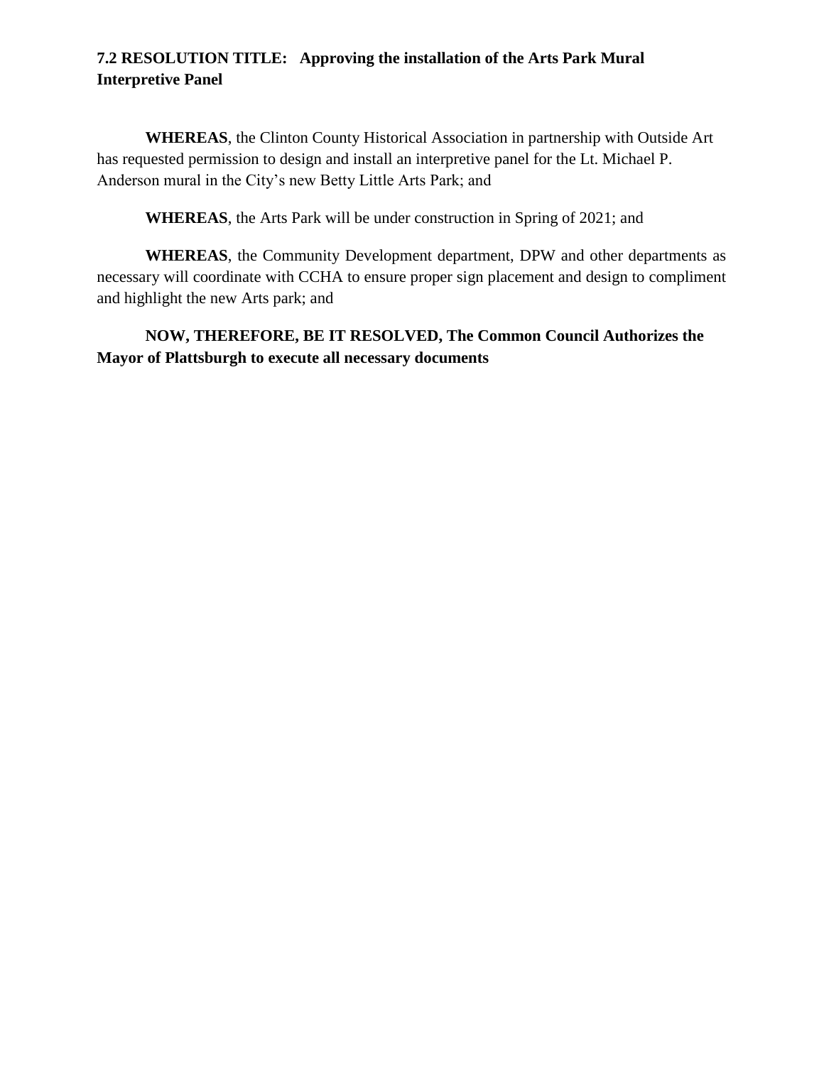**7.2 RESOLUTION TITLE: Approving the installation of the Arts Park Mural Interpretive Panel**

**WHEREAS**, the Clinton County Historical Association in partnership with Outside Art has requested permission to design and install an interpretive panel for the Lt. Michael P. Anderson mural in the City's new Betty Little Arts Park; and

**WHEREAS**, the Arts Park will be under construction in Spring of 2021; and

**WHEREAS**, the Community Development department, DPW and other departments as necessary will coordinate with CCHA to ensure proper sign placement and design to compliment and highlight the new Arts park; and

**NOW, THEREFORE, BE IT RESOLVED, The Common Council Authorizes the Mayor of Plattsburgh to execute all necessary documents**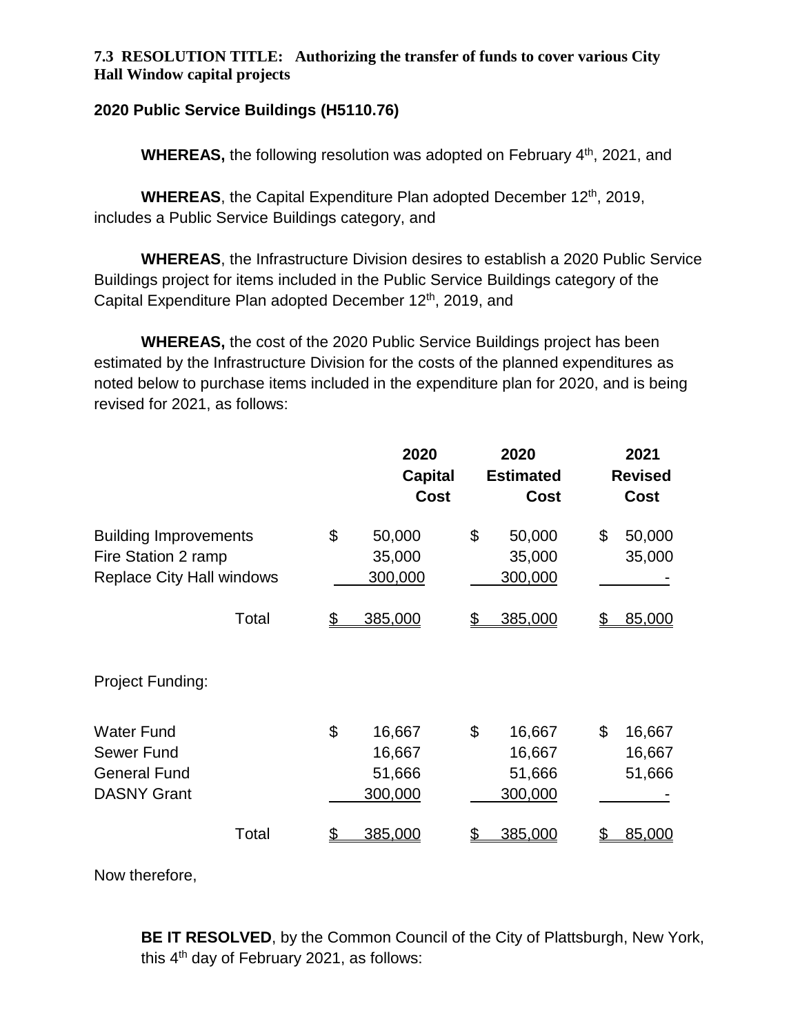**7.3 RESOLUTION TITLE: Authorizing the transfer of funds to cover various City Hall Window capital projects**

**2020 Public Service Buildings (H5110.76)**

**WHEREAS,** the following resolution was adopted on February 4th, 2021, and

**WHEREAS**, the Capital Expenditure Plan adopted December 12th, 2019, includes a Public Service Buildings category, and

**WHEREAS**, the Infrastructure Division desires to establish a 2020 Public Service Buildings project for items included in the Public Service Buildings category of the Capital Expenditure Plan adopted December 12th, 2019, and

**WHEREAS,** the cost of the 2020 Public Service Buildings project has been estimated by the Infrastructure Division for the costs of the planned expenditures as noted below to purchase items included in the expenditure plan for 2020, and is being revised for 2021, as follows:

| | 2020 Capital Cost | 2020 Estimated Cost | 2021 Revised Cost |
|---|---|---|---|
| Building Improvements | $ 50,000 | $ 50,000 | $ 50,000 |
| Fire Station 2 ramp | 35,000 | 35,000 | 35,000 |
| Replace City Hall windows | 300,000 | 300,000 | - |
| Total | $ 385,000 | $ 385,000 | $ 85,000 |
| | | | |
| Project Funding: | | | |
| Water Fund | $ 16,667 | $ 16,667 | $ 16,667 |
| Sewer Fund | 16,667 | 16,667 | 16,667 |
| General Fund | 51,666 | 51,666 | 51,666 |
| DASNY Grant | 300,000 | 300,000 | - |
| Total | $ 385,000 | $ 385,000 | $ 85,000 |

Now therefore,

**BE IT RESOLVED**, by the Common Council of the City of Plattsburgh, New York, this 4th day of February 2021, as follows: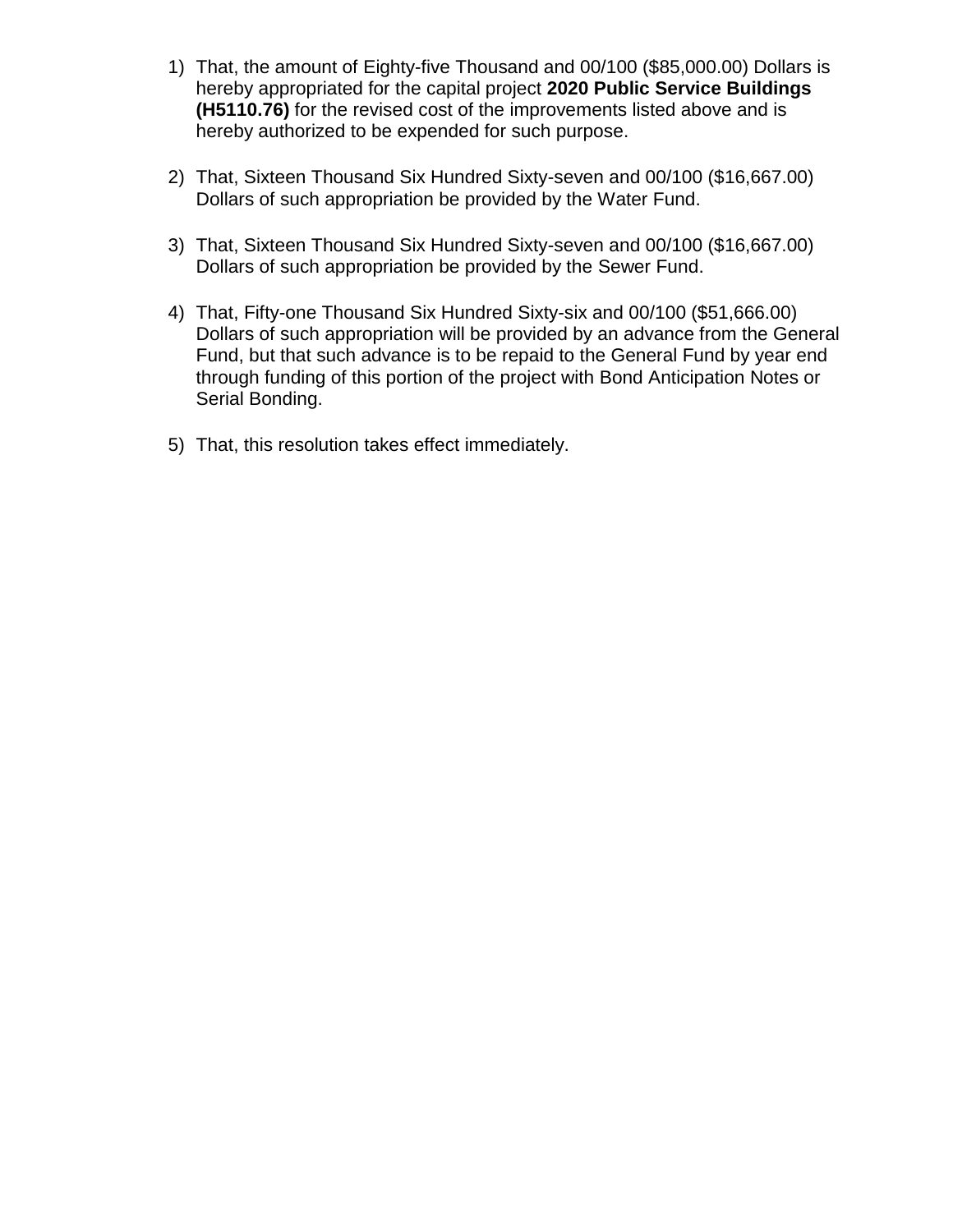1) That, the amount of Eighty-five Thousand and 00/100 ($85,000.00) Dollars is hereby appropriated for the capital project **2020 Public Service Buildings (H5110.76)** for the revised cost of the improvements listed above and is hereby authorized to be expended for such purpose.

2) That, Sixteen Thousand Six Hundred Sixty-seven and 00/100 ($16,667.00) Dollars of such appropriation be provided by the Water Fund.

3) That, Sixteen Thousand Six Hundred Sixty-seven and 00/100 ($16,667.00) Dollars of such appropriation be provided by the Sewer Fund.

4) That, Fifty-one Thousand Six Hundred Sixty-six and 00/100 ($51,666.00) Dollars of such appropriation will be provided by an advance from the General Fund, but that such advance is to be repaid to the General Fund by year end through funding of this portion of the project with Bond Anticipation Notes or Serial Bonding.

5) That, this resolution takes effect immediately.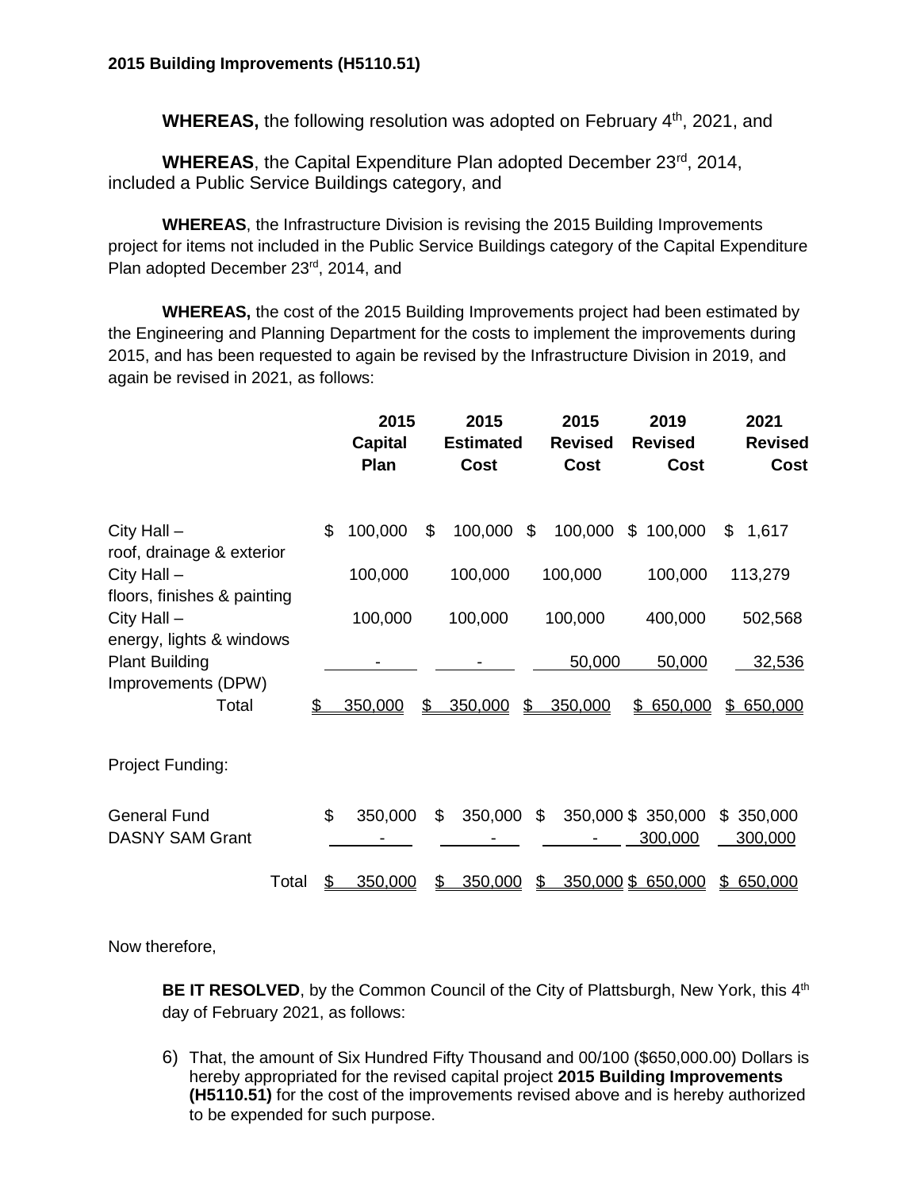**2015 Building Improvements (H5110.51)**

**WHEREAS,** the following resolution was adopted on February 4th, 2021, and

**WHEREAS**, the Capital Expenditure Plan adopted December 23rd, 2014, included a Public Service Buildings category, and

**WHEREAS**, the Infrastructure Division is revising the 2015 Building Improvements project for items not included in the Public Service Buildings category of the Capital Expenditure Plan adopted December 23rd, 2014, and

**WHEREAS,** the cost of the 2015 Building Improvements project had been estimated by the Engineering and Planning Department for the costs to implement the improvements during 2015, and has been requested to again be revised by the Infrastructure Division in 2019, and again be revised in 2021, as follows:

| | 2015 Capital Plan | 2015 Estimated Cost | 2015 Revised Cost | 2019 Revised Cost | 2021 Revised Cost |
|---|---|---|---|---|---|
| City Hall – roof, drainage & exterior | $ 100,000 | $ 100,000 | $ 100,000 | $ 100,000 | $ 1,617 |
| City Hall – floors, finishes & painting | 100,000 | 100,000 | 100,000 | 100,000 | 113,279 |
| City Hall – energy, lights & windows | 100,000 | 100,000 | 100,000 | 400,000 | 502,568 |
| Plant Building Improvements (DPW) | - | - | 50,000 | 50,000 | 32,536 |
| Total | $ 350,000 | $ 350,000 | $ 350,000 | $ 650,000 | $ 650,000 |
| | | | | | |
| Project Funding: | | | | | |
| General Fund | $ 350,000 | $ 350,000 | $ 350,000 | $ 350,000 | $ 350,000 |
| DASNY SAM Grant | - | - | - | 300,000 | 300,000 |
| Total | $ 350,000 | $ 350,000 | $ 350,000 | $ 650,000 | $ 650,000 |

Now therefore,

**BE IT RESOLVED**, by the Common Council of the City of Plattsburgh, New York, this 4th day of February 2021, as follows:

6) That, the amount of Six Hundred Fifty Thousand and 00/100 ($650,000.00) Dollars is hereby appropriated for the revised capital project **2015 Building Improvements (H5110.51)** for the cost of the improvements revised above and is hereby authorized to be expended for such purpose.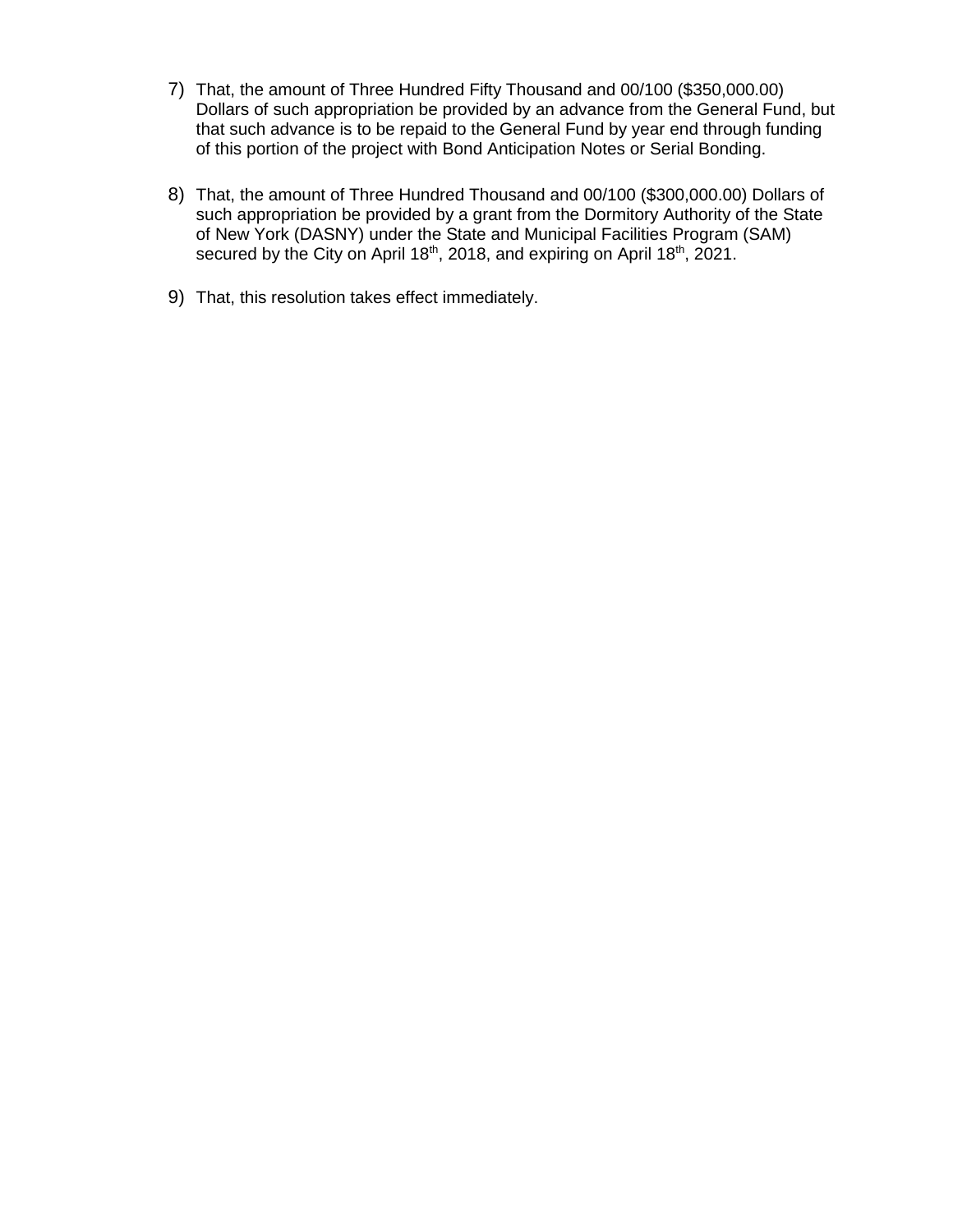7) That, the amount of Three Hundred Fifty Thousand and 00/100 ($350,000.00) Dollars of such appropriation be provided by an advance from the General Fund, but that such advance is to be repaid to the General Fund by year end through funding of this portion of the project with Bond Anticipation Notes or Serial Bonding.

8) That, the amount of Three Hundred Thousand and 00/100 ($300,000.00) Dollars of such appropriation be provided by a grant from the Dormitory Authority of the State of New York (DASNY) under the State and Municipal Facilities Program (SAM) secured by the City on April 18th, 2018, and expiring on April 18th, 2021.

9) That, this resolution takes effect immediately.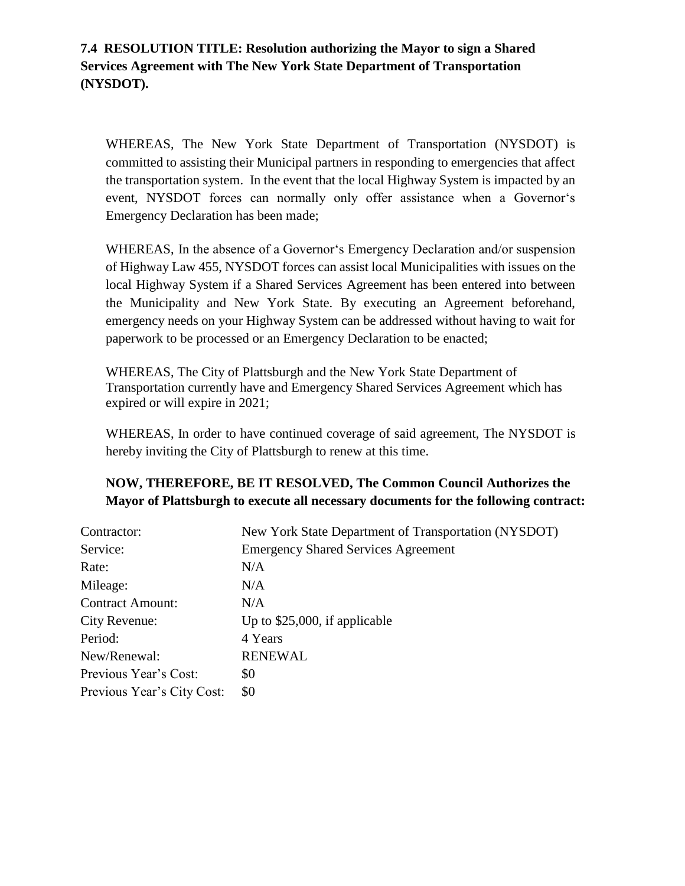**7.4 RESOLUTION TITLE: Resolution authorizing the Mayor to sign a Shared Services Agreement with The New York State Department of Transportation (NYSDOT).**

WHEREAS, The New York State Department of Transportation (NYSDOT) is committed to assisting their Municipal partners in responding to emergencies that affect the transportation system. In the event that the local Highway System is impacted by an event, NYSDOT forces can normally only offer assistance when a Governor's Emergency Declaration has been made;

WHEREAS, In the absence of a Governor's Emergency Declaration and/or suspension of Highway Law 455, NYSDOT forces can assist local Municipalities with issues on the local Highway System if a Shared Services Agreement has been entered into between the Municipality and New York State. By executing an Agreement beforehand, emergency needs on your Highway System can be addressed without having to wait for paperwork to be processed or an Emergency Declaration to be enacted;

WHEREAS, The City of Plattsburgh and the New York State Department of Transportation currently have and Emergency Shared Services Agreement which has expired or will expire in 2021;

WHEREAS, In order to have continued coverage of said agreement, The NYSDOT is hereby inviting the City of Plattsburgh to renew at this time.

**NOW, THEREFORE, BE IT RESOLVED, The Common Council Authorizes the Mayor of Plattsburgh to execute all necessary documents for the following contract:**

| | |
|---|---|
| Contractor: | New York State Department of Transportation (NYSDOT) |
| Service: | Emergency Shared Services Agreement |
| Rate: | N/A |
| Mileage: | N/A |
| Contract Amount: | N/A |
| City Revenue: | Up to $25,000, if applicable |
| Period: | 4 Years |
| New/Renewal: | RENEWAL |
| Previous Year's Cost: | $0 |
| Previous Year's City Cost: | $0 |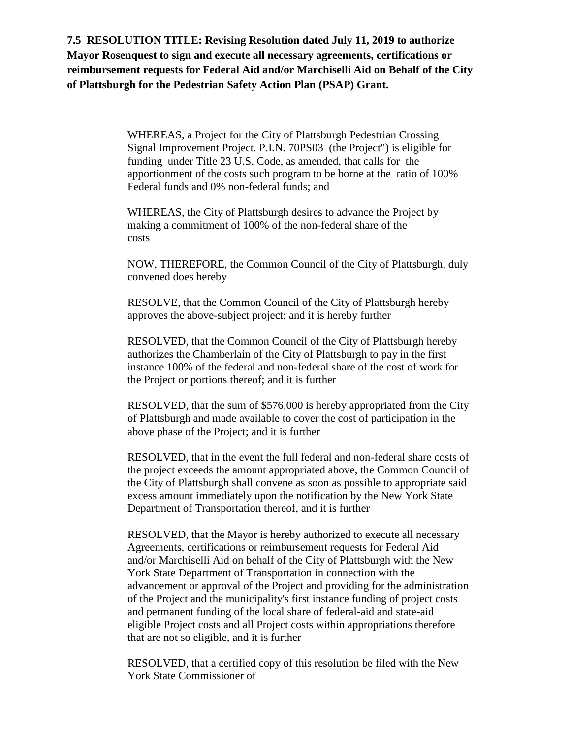**7.5 RESOLUTION TITLE: Revising Resolution dated July 11, 2019 to authorize Mayor Rosenquest to sign and execute all necessary agreements, certifications or reimbursement requests for Federal Aid and/or Marchiselli Aid on Behalf of the City of Plattsburgh for the Pedestrian Safety Action Plan (PSAP) Grant.**

WHEREAS, a Project for the City of Plattsburgh Pedestrian Crossing Signal Improvement Project. P.I.N. 70PS03 (the Project") is eligible for funding under Title 23 U.S. Code, as amended, that calls for the apportionment of the costs such program to be borne at the ratio of 100% Federal funds and 0% non-federal funds; and

WHEREAS, the City of Plattsburgh desires to advance the Project by making a commitment of 100% of the non-federal share of the costs

NOW, THEREFORE, the Common Council of the City of Plattsburgh, duly convened does hereby

RESOLVE, that the Common Council of the City of Plattsburgh hereby approves the above-subject project; and it is hereby further

RESOLVED, that the Common Council of the City of Plattsburgh hereby authorizes the Chamberlain of the City of Plattsburgh to pay in the first instance 100% of the federal and non-federal share of the cost of work for the Project or portions thereof; and it is further

RESOLVED, that the sum of $576,000 is hereby appropriated from the City of Plattsburgh and made available to cover the cost of participation in the above phase of the Project; and it is further

RESOLVED, that in the event the full federal and non-federal share costs of the project exceeds the amount appropriated above, the Common Council of the City of Plattsburgh shall convene as soon as possible to appropriate said excess amount immediately upon the notification by the New York State Department of Transportation thereof, and it is further

RESOLVED, that the Mayor is hereby authorized to execute all necessary Agreements, certifications or reimbursement requests for Federal Aid and/or Marchiselli Aid on behalf of the City of Plattsburgh with the New York State Department of Transportation in connection with the advancement or approval of the Project and providing for the administration of the Project and the municipality's first instance funding of project costs and permanent funding of the local share of federal-aid and state-aid eligible Project costs and all Project costs within appropriations therefore that are not so eligible, and it is further

RESOLVED, that a certified copy of this resolution be filed with the New York State Commissioner of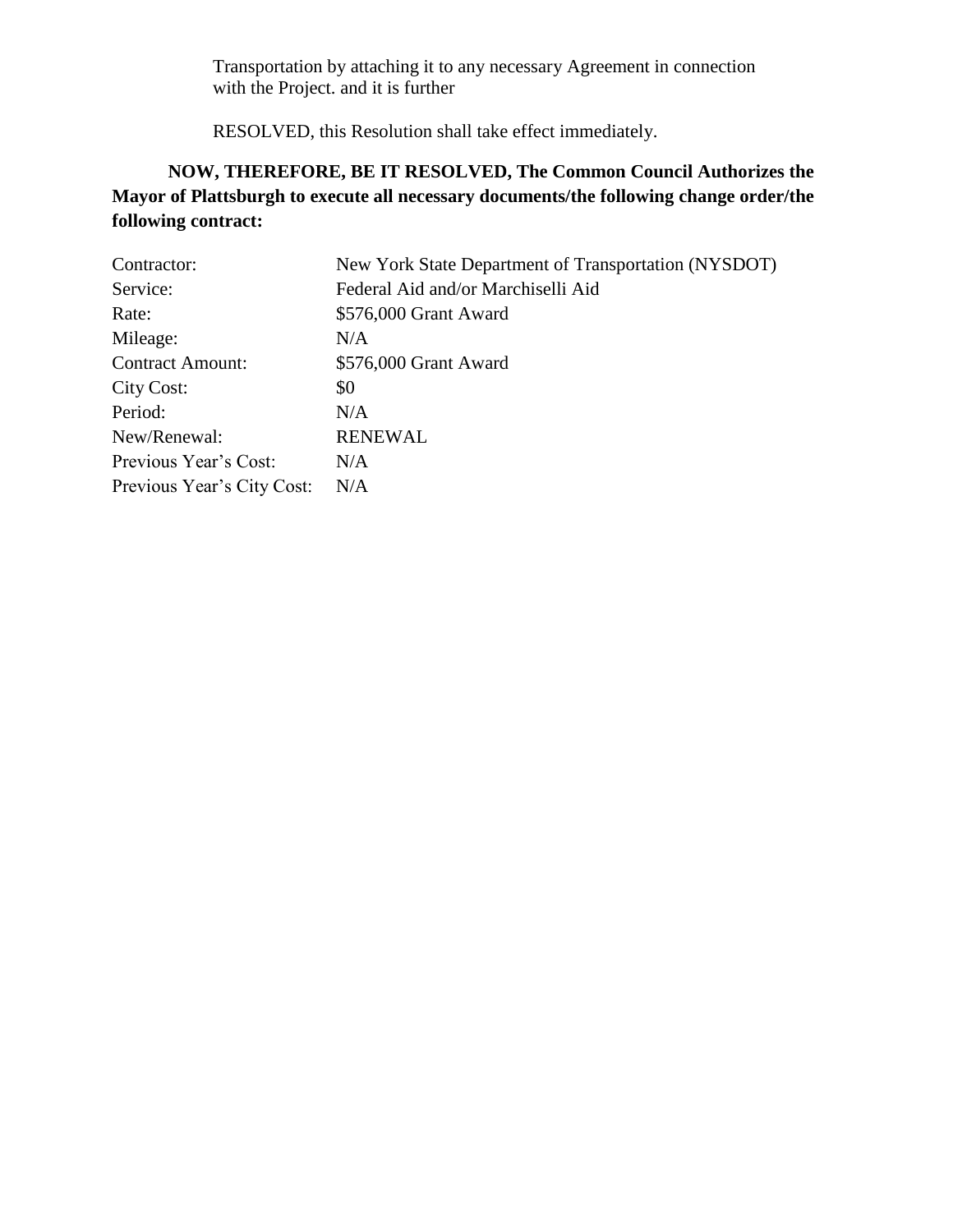Transportation by attaching it to any necessary Agreement in connection with the Project. and it is further

RESOLVED, this Resolution shall take effect immediately.

**NOW, THEREFORE, BE IT RESOLVED, The Common Council Authorizes the Mayor of Plattsburgh to execute all necessary documents/the following change order/the following contract:**

| | |
|---|---|
| Contractor: | New York State Department of Transportation (NYSDOT) |
| Service: | Federal Aid and/or Marchiselli Aid |
| Rate: | $576,000 Grant Award |
| Mileage: | N/A |
| Contract Amount: | $576,000 Grant Award |
| City Cost: | $0 |
| Period: | N/A |
| New/Renewal: | RENEWAL |
| Previous Year's Cost: | N/A |
| Previous Year's City Cost: | N/A |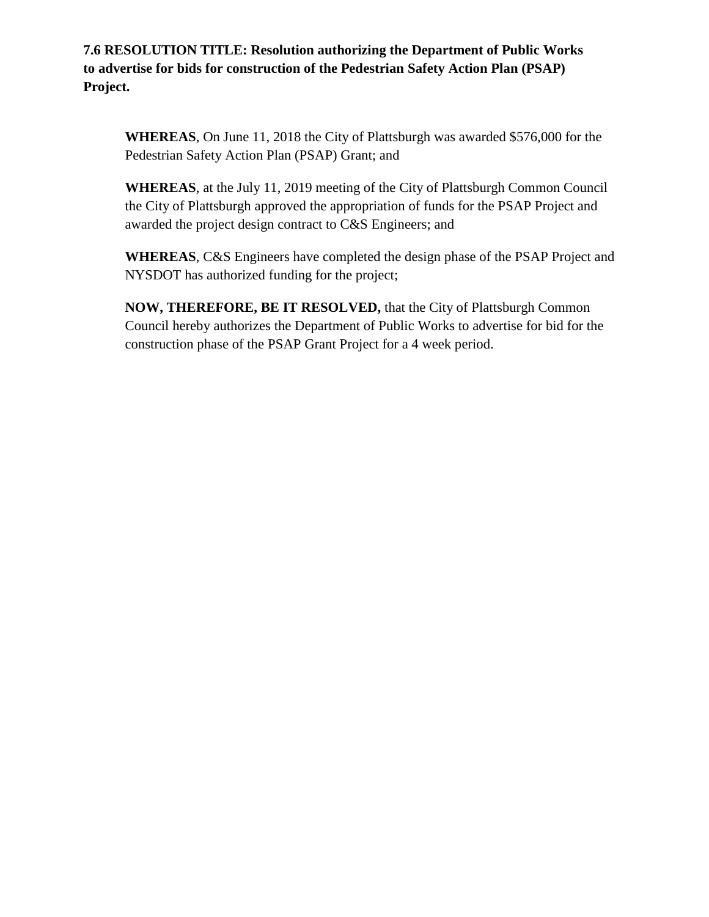**7.6 RESOLUTION TITLE: Resolution authorizing the Department of Public Works to advertise for bids for construction of the Pedestrian Safety Action Plan (PSAP) Project.**

**WHEREAS**, On June 11, 2018 the City of Plattsburgh was awarded $576,000 for the Pedestrian Safety Action Plan (PSAP) Grant; and

**WHEREAS**, at the July 11, 2019 meeting of the City of Plattsburgh Common Council the City of Plattsburgh approved the appropriation of funds for the PSAP Project and awarded the project design contract to C&S Engineers; and

**WHEREAS**, C&S Engineers have completed the design phase of the PSAP Project and NYSDOT has authorized funding for the project;

**NOW, THEREFORE, BE IT RESOLVED,** that the City of Plattsburgh Common Council hereby authorizes the Department of Public Works to advertise for bid for the construction phase of the PSAP Grant Project for a 4 week period.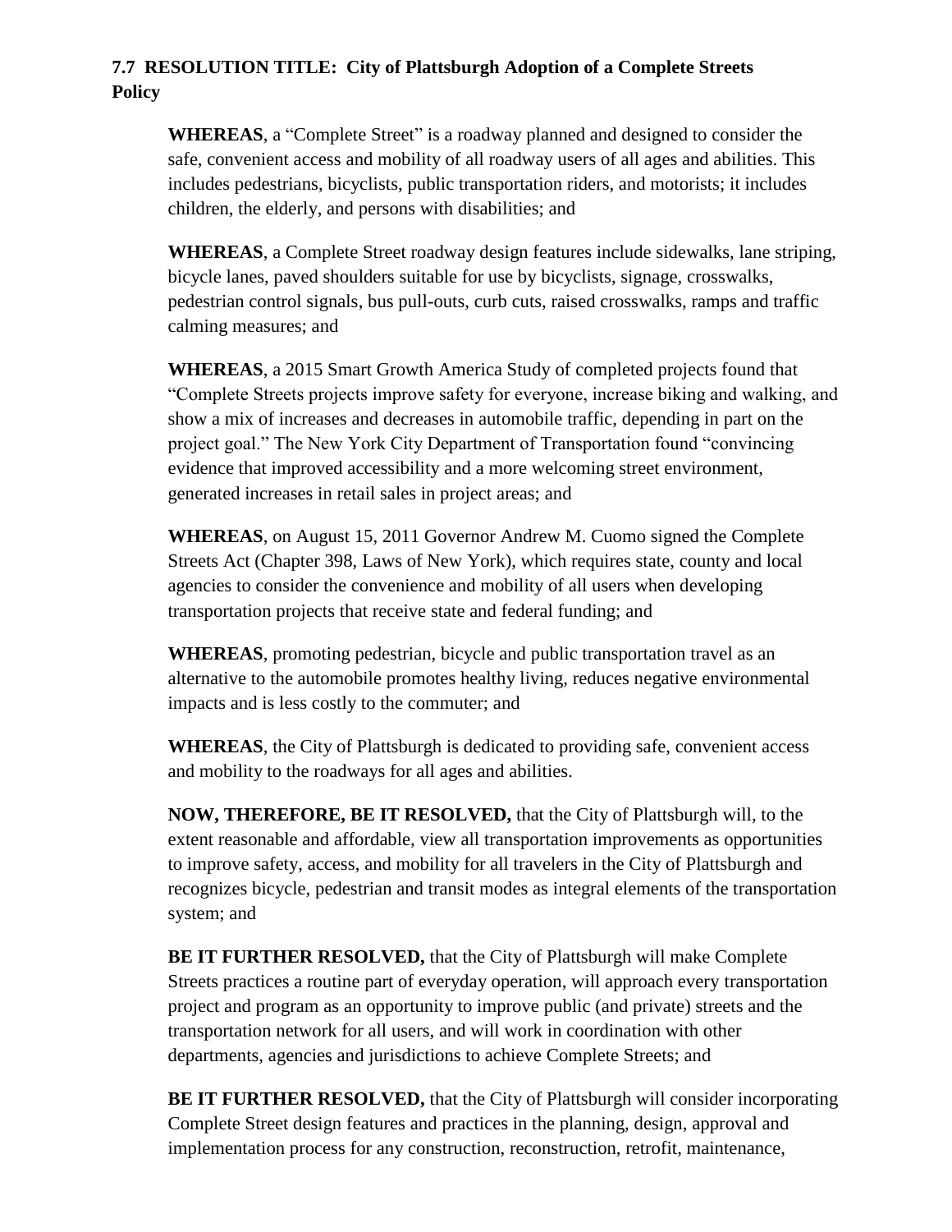**7.7 RESOLUTION TITLE: City of Plattsburgh Adoption of a Complete Streets Policy**

**WHEREAS**, a "Complete Street" is a roadway planned and designed to consider the safe, convenient access and mobility of all roadway users of all ages and abilities. This includes pedestrians, bicyclists, public transportation riders, and motorists; it includes children, the elderly, and persons with disabilities; and

**WHEREAS**, a Complete Street roadway design features include sidewalks, lane striping, bicycle lanes, paved shoulders suitable for use by bicyclists, signage, crosswalks, pedestrian control signals, bus pull-outs, curb cuts, raised crosswalks, ramps and traffic calming measures; and

**WHEREAS**, a 2015 Smart Growth America Study of completed projects found that "Complete Streets projects improve safety for everyone, increase biking and walking, and show a mix of increases and decreases in automobile traffic, depending in part on the project goal." The New York City Department of Transportation found "convincing evidence that improved accessibility and a more welcoming street environment, generated increases in retail sales in project areas; and

**WHEREAS**, on August 15, 2011 Governor Andrew M. Cuomo signed the Complete Streets Act (Chapter 398, Laws of New York), which requires state, county and local agencies to consider the convenience and mobility of all users when developing transportation projects that receive state and federal funding; and

**WHEREAS**, promoting pedestrian, bicycle and public transportation travel as an alternative to the automobile promotes healthy living, reduces negative environmental impacts and is less costly to the commuter; and

**WHEREAS**, the City of Plattsburgh is dedicated to providing safe, convenient access and mobility to the roadways for all ages and abilities.

**NOW, THEREFORE, BE IT RESOLVED,** that the City of Plattsburgh will, to the extent reasonable and affordable, view all transportation improvements as opportunities to improve safety, access, and mobility for all travelers in the City of Plattsburgh and recognizes bicycle, pedestrian and transit modes as integral elements of the transportation system; and

**BE IT FURTHER RESOLVED,** that the City of Plattsburgh will make Complete Streets practices a routine part of everyday operation, will approach every transportation project and program as an opportunity to improve public (and private) streets and the transportation network for all users, and will work in coordination with other departments, agencies and jurisdictions to achieve Complete Streets; and

**BE IT FURTHER RESOLVED,** that the City of Plattsburgh will consider incorporating Complete Street design features and practices in the planning, design, approval and implementation process for any construction, reconstruction, retrofit, maintenance,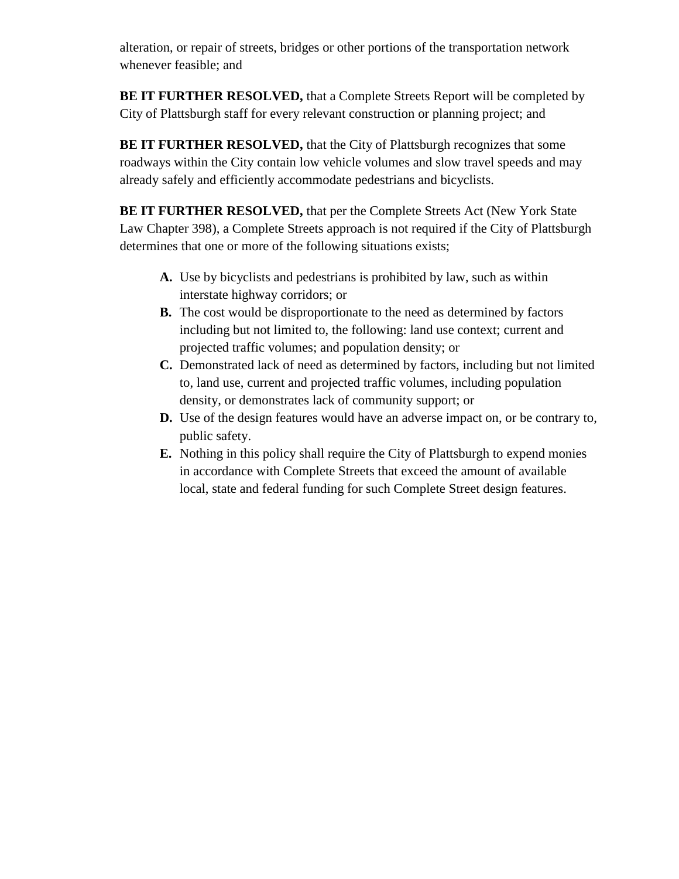alteration, or repair of streets, bridges or other portions of the transportation network whenever feasible; and

**BE IT FURTHER RESOLVED,** that a Complete Streets Report will be completed by City of Plattsburgh staff for every relevant construction or planning project; and

**BE IT FURTHER RESOLVED,** that the City of Plattsburgh recognizes that some roadways within the City contain low vehicle volumes and slow travel speeds and may already safely and efficiently accommodate pedestrians and bicyclists.

**BE IT FURTHER RESOLVED,** that per the Complete Streets Act (New York State Law Chapter 398), a Complete Streets approach is not required if the City of Plattsburgh determines that one or more of the following situations exists;

- **A.** Use by bicyclists and pedestrians is prohibited by law, such as within interstate highway corridors; or
- **B.** The cost would be disproportionate to the need as determined by factors including but not limited to, the following: land use context; current and projected traffic volumes; and population density; or
- **C.** Demonstrated lack of need as determined by factors, including but not limited to, land use, current and projected traffic volumes, including population density, or demonstrates lack of community support; or
- **D.** Use of the design features would have an adverse impact on, or be contrary to, public safety.
- **E.** Nothing in this policy shall require the City of Plattsburgh to expend monies in accordance with Complete Streets that exceed the amount of available local, state and federal funding for such Complete Street design features.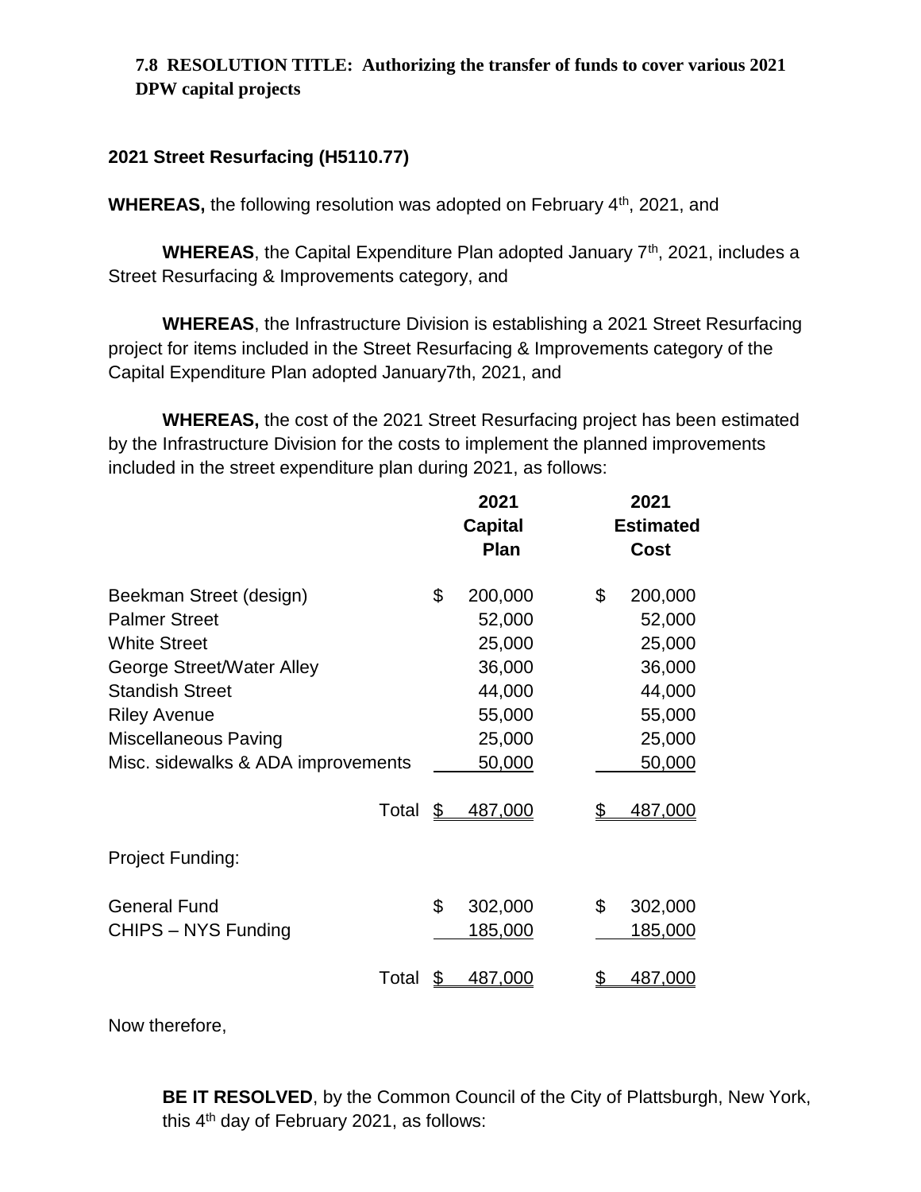**7.8 RESOLUTION TITLE: Authorizing the transfer of funds to cover various 2021 DPW capital projects**

**2021 Street Resurfacing (H5110.77)**

**WHEREAS,** the following resolution was adopted on February 4th, 2021, and

**WHEREAS**, the Capital Expenditure Plan adopted January 7th, 2021, includes a Street Resurfacing & Improvements category, and

**WHEREAS**, the Infrastructure Division is establishing a 2021 Street Resurfacing project for items included in the Street Resurfacing & Improvements category of the Capital Expenditure Plan adopted January7th, 2021, and

**WHEREAS,** the cost of the 2021 Street Resurfacing project has been estimated by the Infrastructure Division for the costs to implement the planned improvements included in the street expenditure plan during 2021, as follows:

| | 2021 Capital Plan | 2021 Estimated Cost |
|---|---|---|
| Beekman Street (design) | $ 200,000 | $ 200,000 |
| Palmer Street | 52,000 | 52,000 |
| White Street | 25,000 | 25,000 |
| George Street/Water Alley | 36,000 | 36,000 |
| Standish Street | 44,000 | 44,000 |
| Riley Avenue | 55,000 | 55,000 |
| Miscellaneous Paving | 25,000 | 25,000 |
| Misc. sidewalks & ADA improvements | 50,000 | 50,000 |
| Total | $ 487,000 | $ 487,000 |
| Project Funding: | | |
| General Fund | $ 302,000 | $ 302,000 |
| CHIPS – NYS Funding | 185,000 | 185,000 |
| Total | $ 487,000 | $ 487,000 |

Now therefore,

**BE IT RESOLVED**, by the Common Council of the City of Plattsburgh, New York, this 4th day of February 2021, as follows: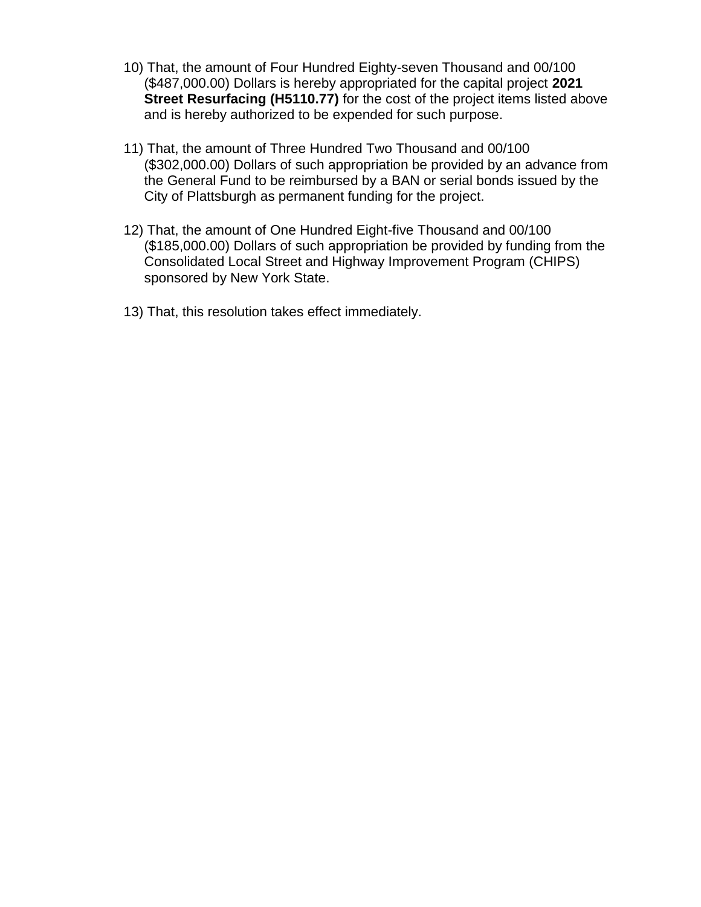10) That, the amount of Four Hundred Eighty-seven Thousand and 00/100 ($487,000.00) Dollars is hereby appropriated for the capital project **2021 Street Resurfacing (H5110.77)** for the cost of the project items listed above and is hereby authorized to be expended for such purpose.

11) That, the amount of Three Hundred Two Thousand and 00/100 ($302,000.00) Dollars of such appropriation be provided by an advance from the General Fund to be reimbursed by a BAN or serial bonds issued by the City of Plattsburgh as permanent funding for the project.

12) That, the amount of One Hundred Eight-five Thousand and 00/100 ($185,000.00) Dollars of such appropriation be provided by funding from the Consolidated Local Street and Highway Improvement Program (CHIPS) sponsored by New York State.

13) That, this resolution takes effect immediately.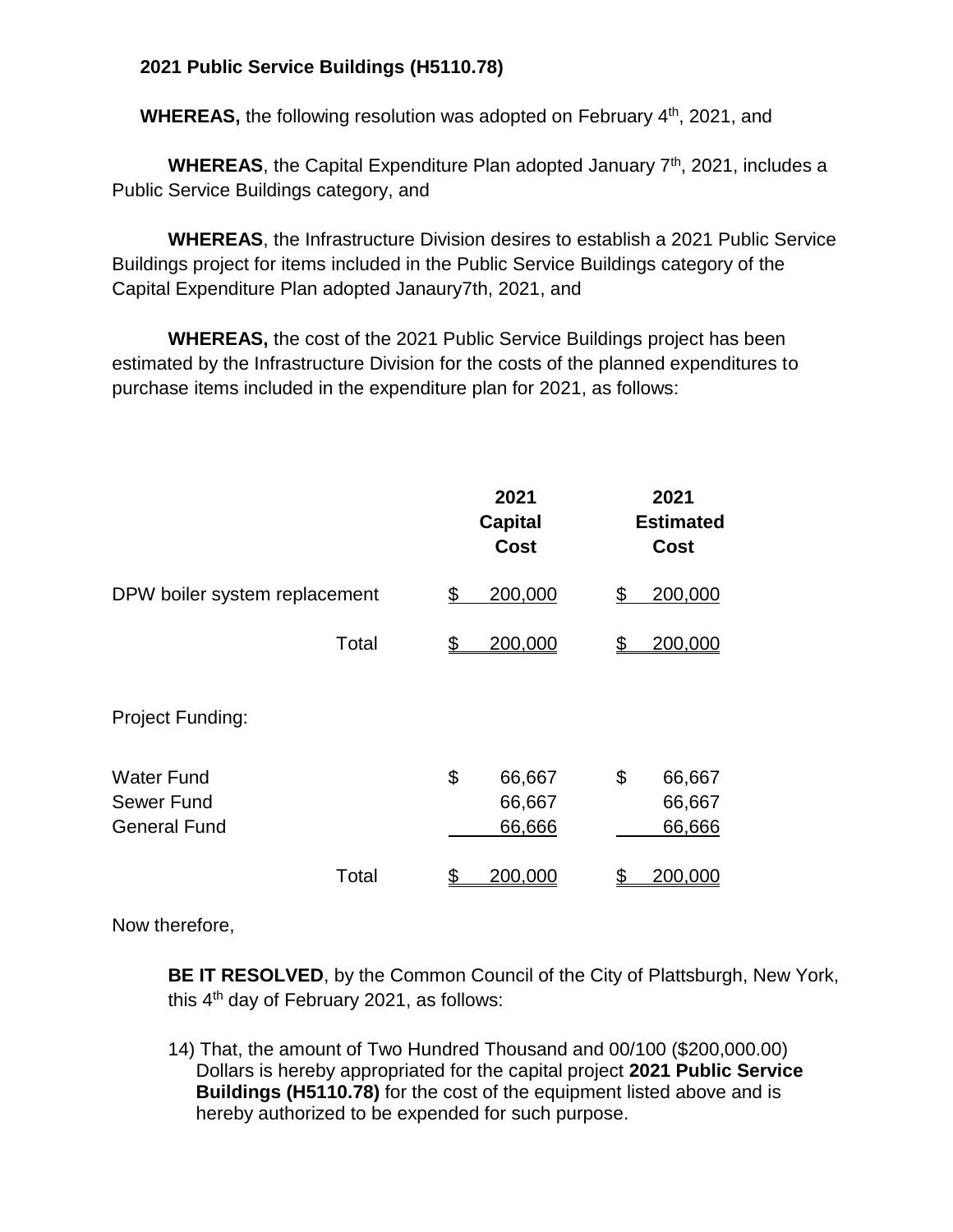**2021 Public Service Buildings (H5110.78)**

**WHEREAS,** the following resolution was adopted on February 4th, 2021, and

**WHEREAS**, the Capital Expenditure Plan adopted January 7th, 2021, includes a Public Service Buildings category, and

**WHEREAS**, the Infrastructure Division desires to establish a 2021 Public Service Buildings project for items included in the Public Service Buildings category of the Capital Expenditure Plan adopted Janaury7th, 2021, and

**WHEREAS,** the cost of the 2021 Public Service Buildings project has been estimated by the Infrastructure Division for the costs of the planned expenditures to purchase items included in the expenditure plan for 2021, as follows:

| | **2021 Capital Cost** | **2021 Estimated Cost** |
|---|---|---|
| DPW boiler system replacement | $ 200,000 | $ 200,000 |
| Total | $ 200,000 | $ 200,000 |
| Project Funding: | | |
| Water Fund | $ 66,667 | $ 66,667 |
| Sewer Fund | 66,667 | 66,667 |
| General Fund | 66,666 | 66,666 |
| Total | $ 200,000 | $ 200,000 |

Now therefore,

**BE IT RESOLVED**, by the Common Council of the City of Plattsburgh, New York, this 4th day of February 2021, as follows:

14) That, the amount of Two Hundred Thousand and 00/100 ($200,000.00) Dollars is hereby appropriated for the capital project **2021 Public Service Buildings (H5110.78)** for the cost of the equipment listed above and is hereby authorized to be expended for such purpose.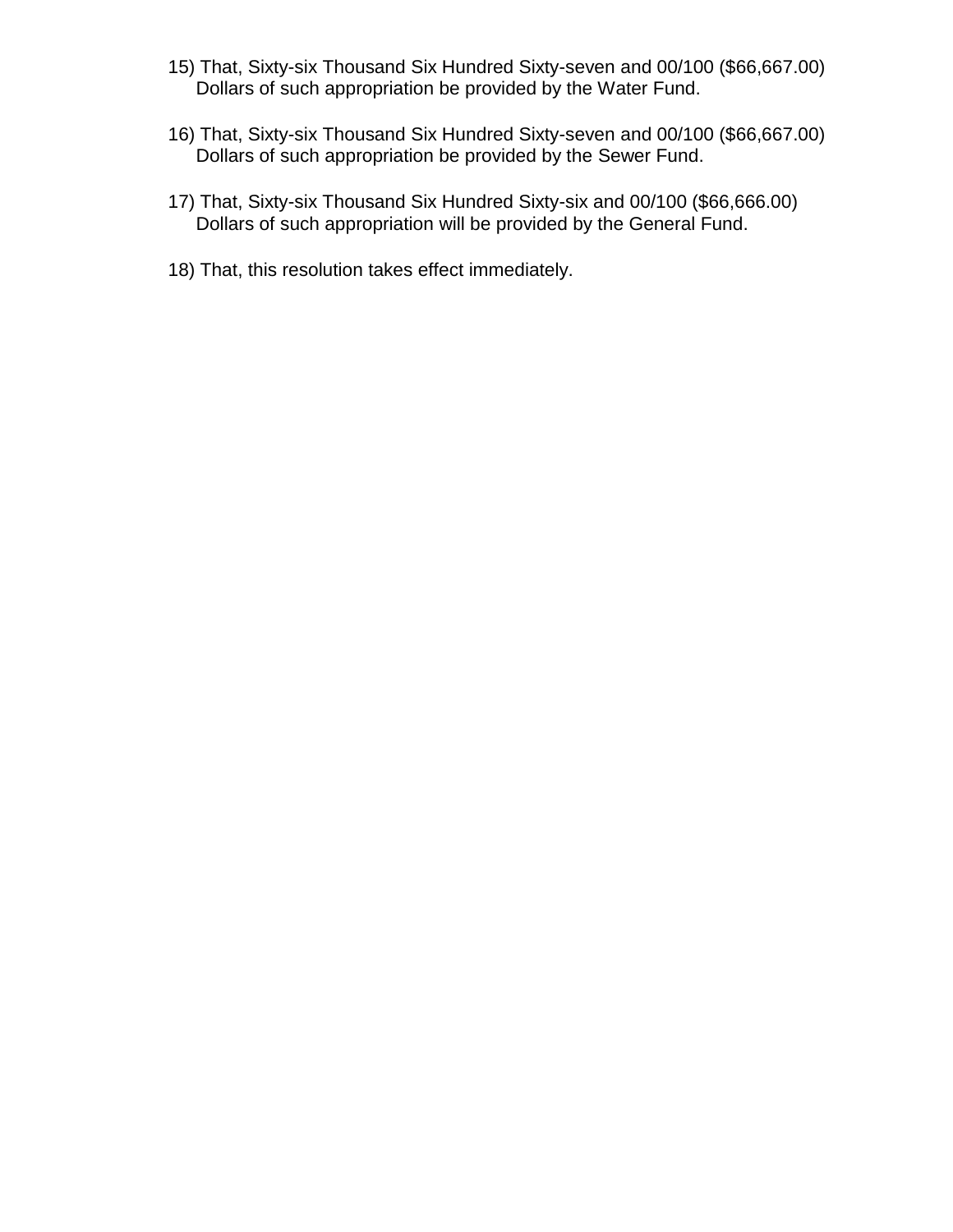15) That, Sixty-six Thousand Six Hundred Sixty-seven and 00/100 ($66,667.00) Dollars of such appropriation be provided by the Water Fund.

16) That, Sixty-six Thousand Six Hundred Sixty-seven and 00/100 ($66,667.00) Dollars of such appropriation be provided by the Sewer Fund.

17) That, Sixty-six Thousand Six Hundred Sixty-six and 00/100 ($66,666.00) Dollars of such appropriation will be provided by the General Fund.

18) That, this resolution takes effect immediately.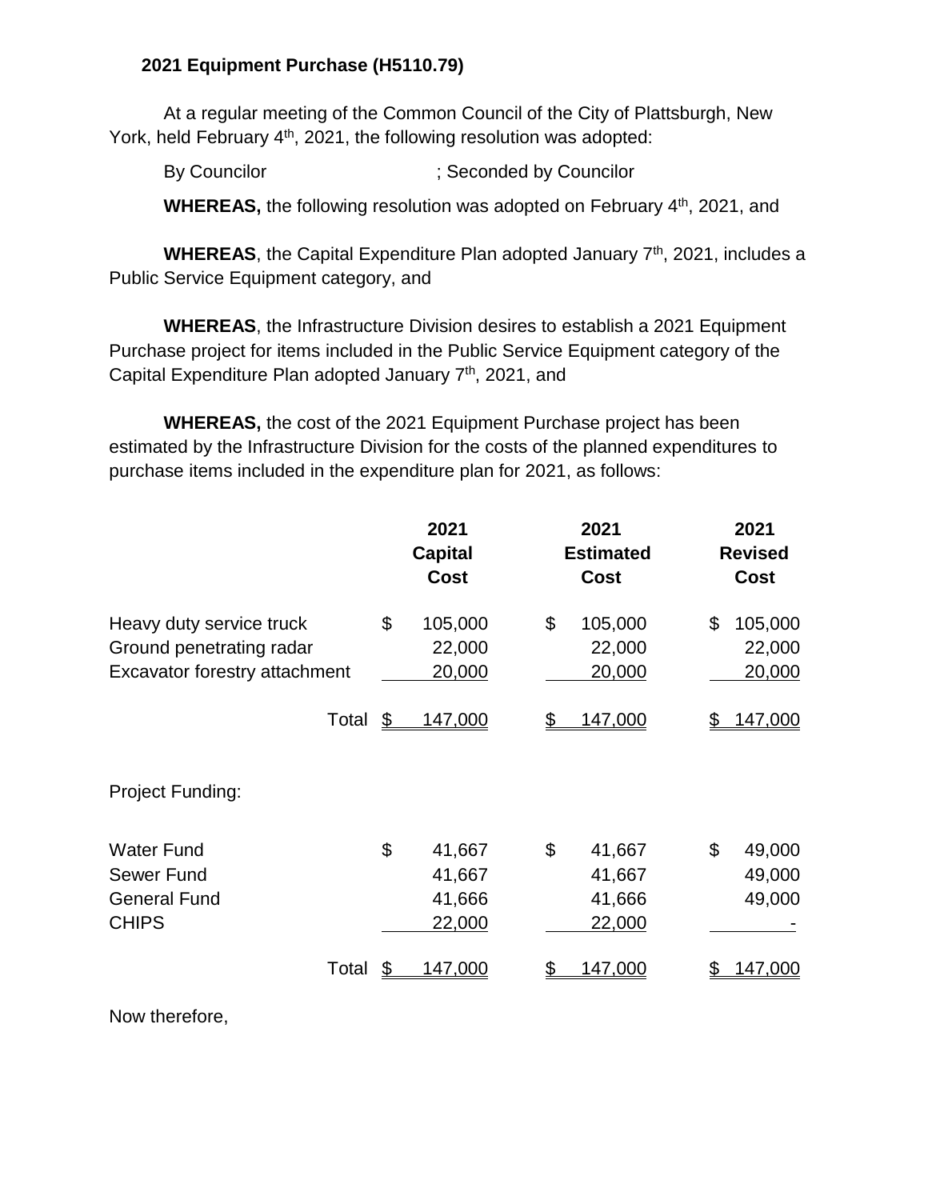**2021 Equipment Purchase (H5110.79)**

At a regular meeting of the Common Council of the City of Plattsburgh, New York, held February 4th, 2021, the following resolution was adopted:

By Councilor ; Seconded by Councilor

**WHEREAS,** the following resolution was adopted on February 4th, 2021, and

**WHEREAS**, the Capital Expenditure Plan adopted January 7th, 2021, includes a Public Service Equipment category, and

**WHEREAS**, the Infrastructure Division desires to establish a 2021 Equipment Purchase project for items included in the Public Service Equipment category of the Capital Expenditure Plan adopted January 7th, 2021, and

**WHEREAS,** the cost of the 2021 Equipment Purchase project has been estimated by the Infrastructure Division for the costs of the planned expenditures to purchase items included in the expenditure plan for 2021, as follows:

| | 2021 Capital Cost | 2021 Estimated Cost | 2021 Revised Cost |
|---|---|---|---|
| Heavy duty service truck | $ 105,000 | $ 105,000 | $ 105,000 |
| Ground penetrating radar | 22,000 | 22,000 | 22,000 |
| Excavator forestry attachment | 20,000 | 20,000 | 20,000 |
| Total | $ 147,000 | $ 147,000 | $ 147,000 |
| Project Funding: | | | |
| Water Fund | $ 41,667 | $ 41,667 | $ 49,000 |
| Sewer Fund | 41,667 | 41,667 | 49,000 |
| General Fund | 41,666 | 41,666 | 49,000 |
| CHIPS | 22,000 | 22,000 | - |
| Total | $ 147,000 | $ 147,000 | $ 147,000 |

Now therefore,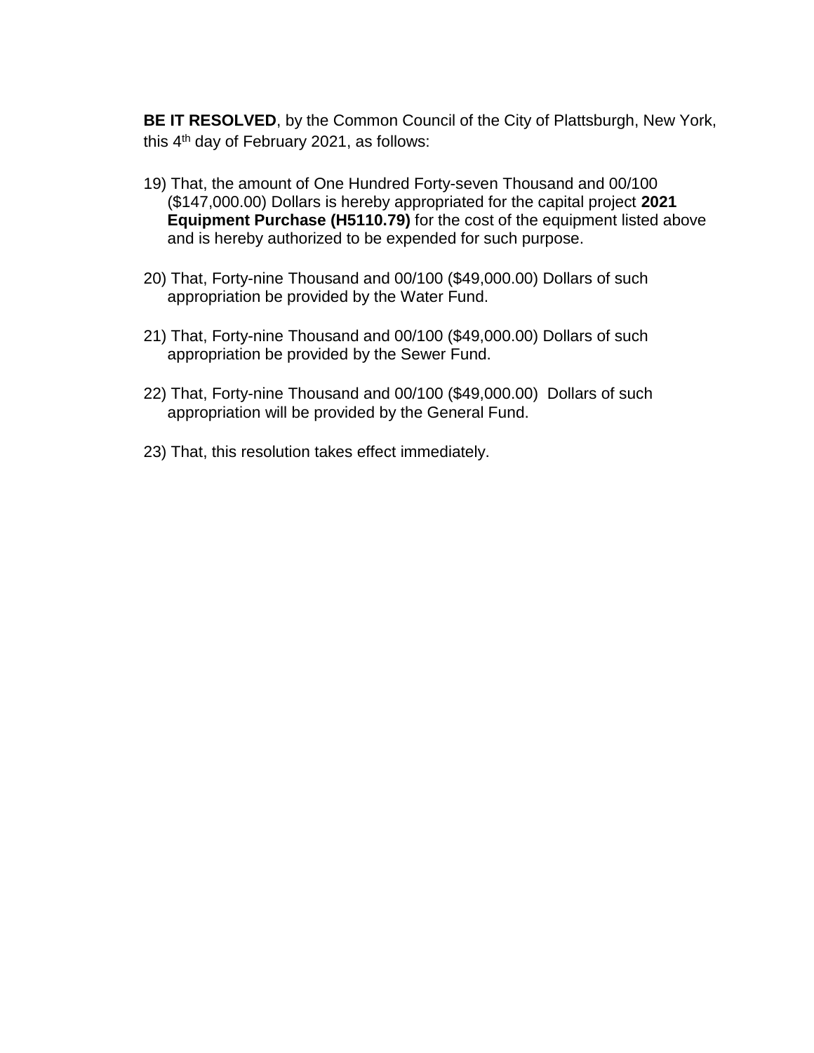**BE IT RESOLVED**, by the Common Council of the City of Plattsburgh, New York, this 4th day of February 2021, as follows:

19) That, the amount of One Hundred Forty-seven Thousand and 00/100 ($147,000.00) Dollars is hereby appropriated for the capital project **2021 Equipment Purchase (H5110.79)** for the cost of the equipment listed above and is hereby authorized to be expended for such purpose.

20) That, Forty-nine Thousand and 00/100 ($49,000.00) Dollars of such appropriation be provided by the Water Fund.

21) That, Forty-nine Thousand and 00/100 ($49,000.00) Dollars of such appropriation be provided by the Sewer Fund.

22) That, Forty-nine Thousand and 00/100 ($49,000.00) Dollars of such appropriation will be provided by the General Fund.

23) That, this resolution takes effect immediately.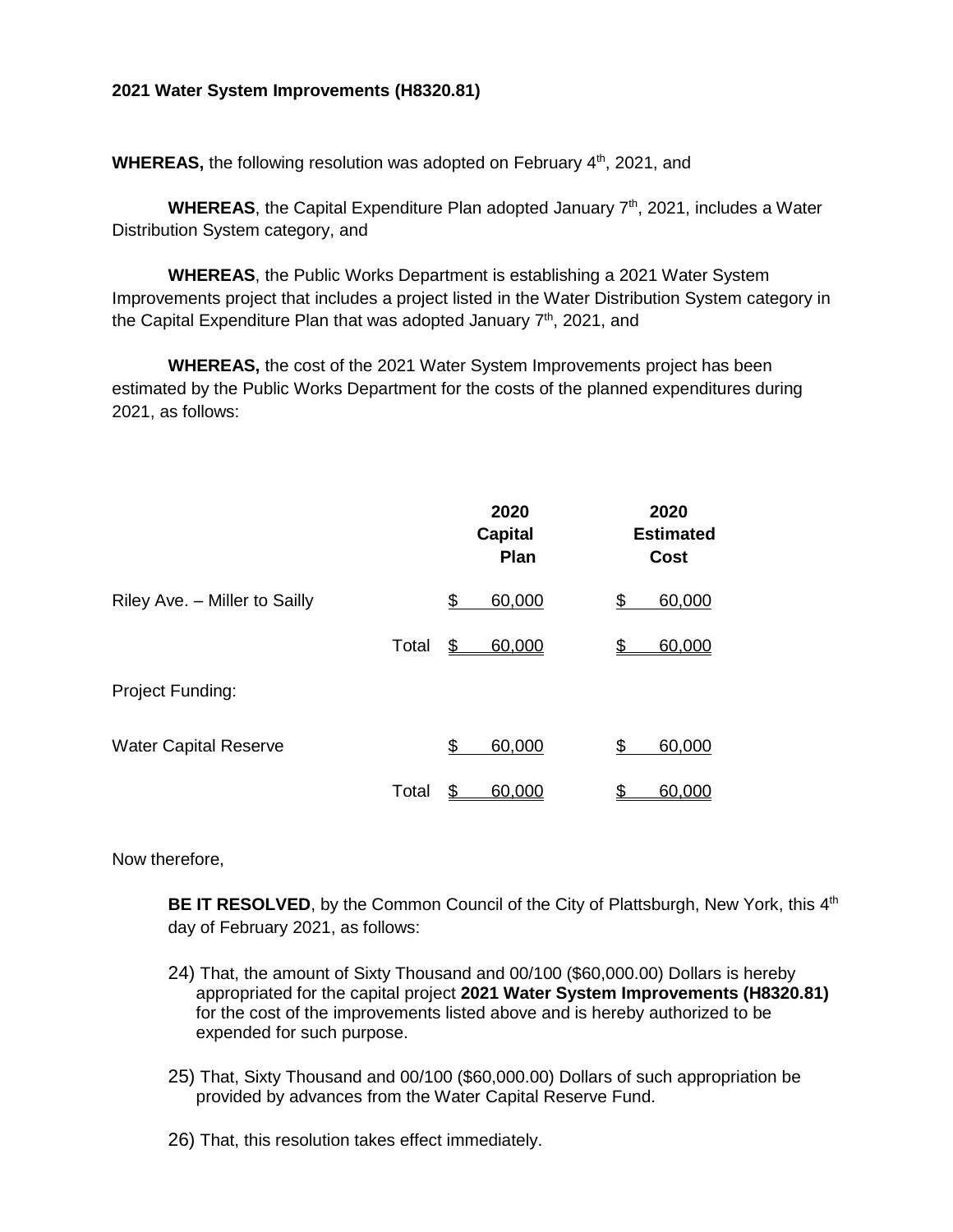**2021 Water System Improvements (H8320.81)**

**WHEREAS,** the following resolution was adopted on February 4th, 2021, and

**WHEREAS**, the Capital Expenditure Plan adopted January 7th, 2021, includes a Water Distribution System category, and

**WHEREAS**, the Public Works Department is establishing a 2021 Water System Improvements project that includes a project listed in the Water Distribution System category in the Capital Expenditure Plan that was adopted January 7th, 2021, and

**WHEREAS,** the cost of the 2021 Water System Improvements project has been estimated by the Public Works Department for the costs of the planned expenditures during 2021, as follows:

| | | 2020 Capital Plan | 2020 Estimated Cost |
|---|---|---|---|
| Riley Ave. – Miller to Sailly | | $ 60,000 | $ 60,000 |
| | Total | $ 60,000 | $ 60,000 |
| Project Funding: | | | |
| Water Capital Reserve | | $ 60,000 | $ 60,000 |
| | Total | $ 60,000 | $ 60,000 |

Now therefore,

**BE IT RESOLVED**, by the Common Council of the City of Plattsburgh, New York, this 4th day of February 2021, as follows:

24) That, the amount of Sixty Thousand and 00/100 ($60,000.00) Dollars is hereby appropriated for the capital project **2021 Water System Improvements (H8320.81)** for the cost of the improvements listed above and is hereby authorized to be expended for such purpose.

25) That, Sixty Thousand and 00/100 ($60,000.00) Dollars of such appropriation be provided by advances from the Water Capital Reserve Fund.

26) That, this resolution takes effect immediately.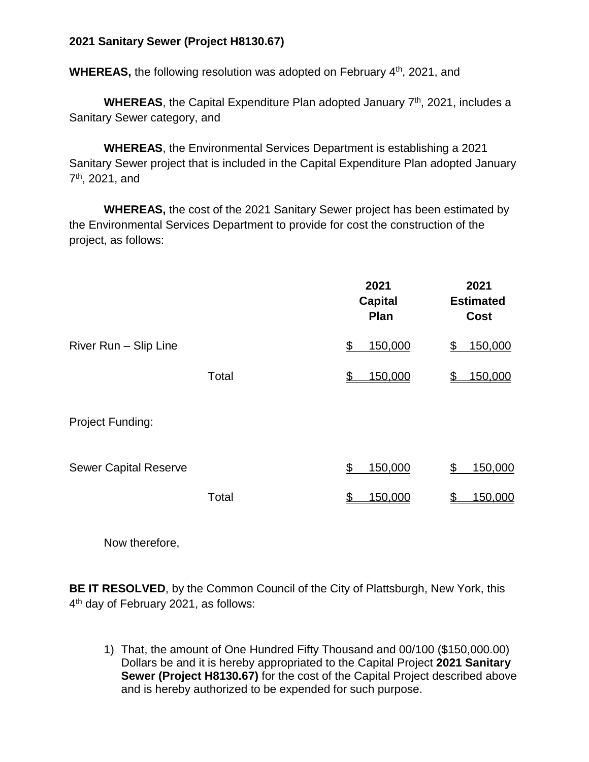**2021 Sanitary Sewer (Project H8130.67)**

**WHEREAS,** the following resolution was adopted on February 4th, 2021, and

**WHEREAS**, the Capital Expenditure Plan adopted January 7th, 2021, includes a Sanitary Sewer category, and

**WHEREAS**, the Environmental Services Department is establishing a 2021 Sanitary Sewer project that is included in the Capital Expenditure Plan adopted January 7th, 2021, and

**WHEREAS,** the cost of the 2021 Sanitary Sewer project has been estimated by the Environmental Services Department to provide for cost the construction of the project, as follows:

| | | **2021 Capital Plan** | **2021 Estimated Cost** |
|---|---|---|---|
| River Run – Slip Line | | $ 150,000 | $ 150,000 |
| | Total | $ 150,000 | $ 150,000 |
| Project Funding: | | | |
| Sewer Capital Reserve | | $ 150,000 | $ 150,000 |
| | Total | $ 150,000 | $ 150,000 |

Now therefore,

**BE IT RESOLVED**, by the Common Council of the City of Plattsburgh, New York, this 4th day of February 2021, as follows:

1) That, the amount of One Hundred Fifty Thousand and 00/100 ($150,000.00) Dollars be and it is hereby appropriated to the Capital Project **2021 Sanitary Sewer (Project H8130.67)** for the cost of the Capital Project described above and is hereby authorized to be expended for such purpose.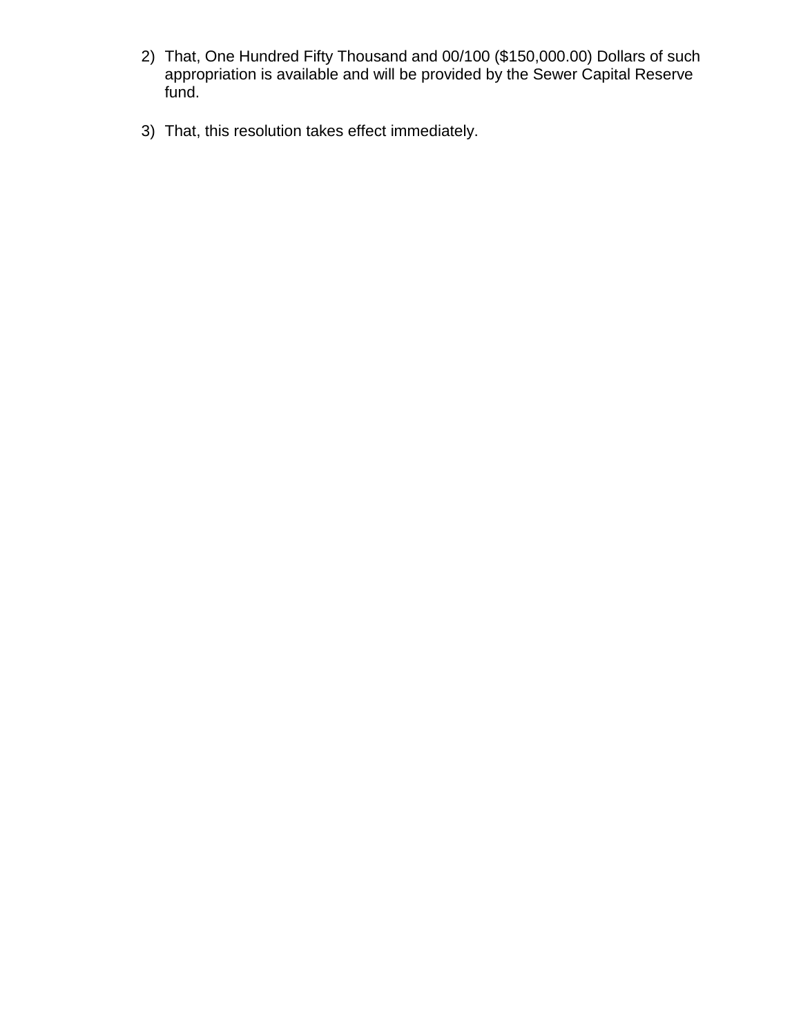2) That, One Hundred Fifty Thousand and 00/100 ($150,000.00) Dollars of such appropriation is available and will be provided by the Sewer Capital Reserve fund.

3) That, this resolution takes effect immediately.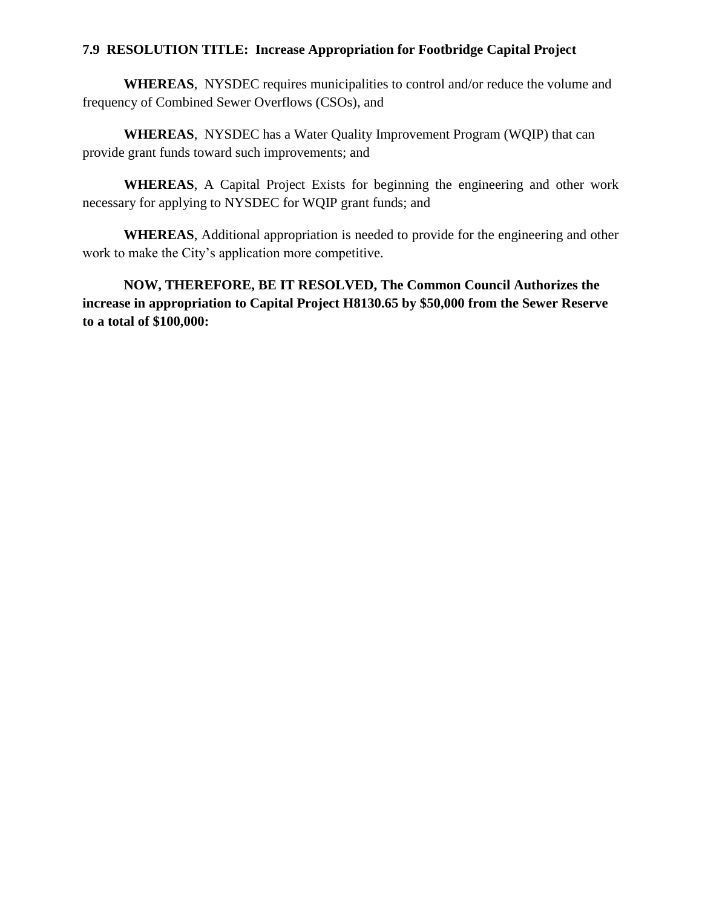**7.9 RESOLUTION TITLE: Increase Appropriation for Footbridge Capital Project**

**WHEREAS**, NYSDEC requires municipalities to control and/or reduce the volume and frequency of Combined Sewer Overflows (CSOs), and

**WHEREAS**, NYSDEC has a Water Quality Improvement Program (WQIP) that can provide grant funds toward such improvements; and

**WHEREAS**, A Capital Project Exists for beginning the engineering and other work necessary for applying to NYSDEC for WQIP grant funds; and

**WHEREAS**, Additional appropriation is needed to provide for the engineering and other work to make the City's application more competitive.

**NOW, THEREFORE, BE IT RESOLVED, The Common Council Authorizes the increase in appropriation to Capital Project H8130.65 by $50,000 from the Sewer Reserve to a total of $100,000:**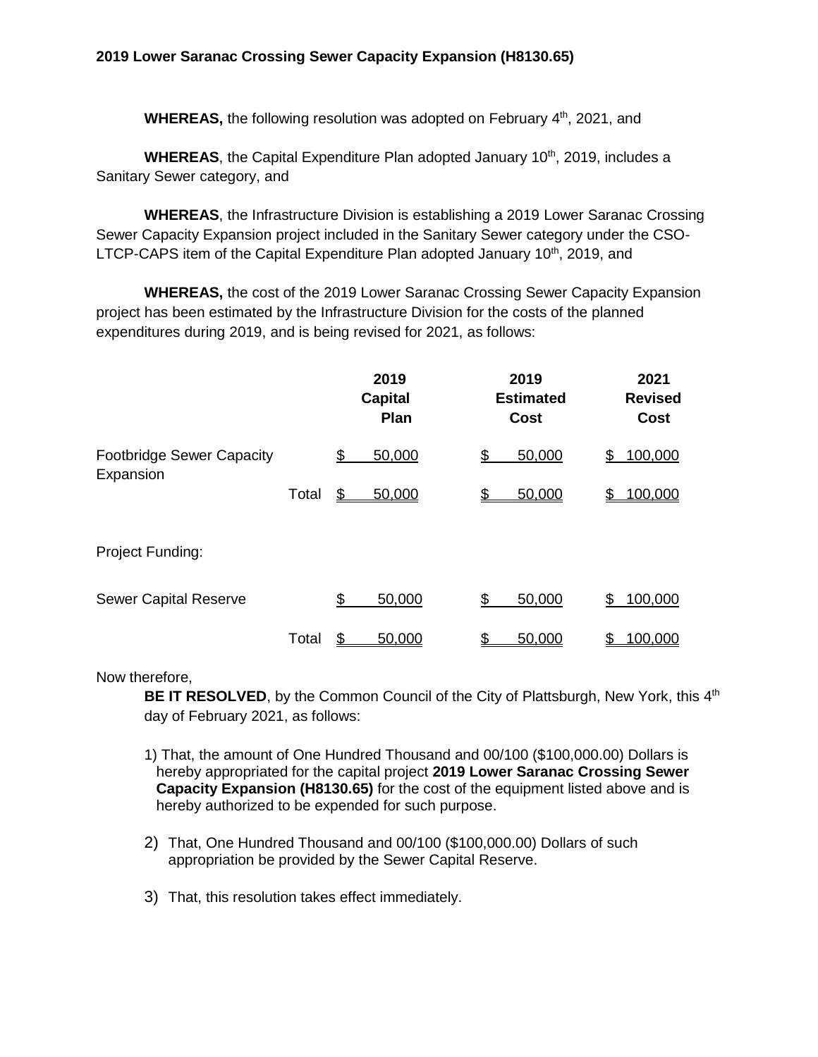**2019 Lower Saranac Crossing Sewer Capacity Expansion (H8130.65)**

**WHEREAS,** the following resolution was adopted on February 4th, 2021, and

**WHEREAS**, the Capital Expenditure Plan adopted January 10th, 2019, includes a Sanitary Sewer category, and

**WHEREAS**, the Infrastructure Division is establishing a 2019 Lower Saranac Crossing Sewer Capacity Expansion project included in the Sanitary Sewer category under the CSO-LTCP-CAPS item of the Capital Expenditure Plan adopted January 10th, 2019, and

**WHEREAS,** the cost of the 2019 Lower Saranac Crossing Sewer Capacity Expansion project has been estimated by the Infrastructure Division for the costs of the planned expenditures during 2019, and is being revised for 2021, as follows:

| | | **2019 Capital Plan** | **2019 Estimated Cost** | **2021 Revised Cost** |
|---|---|---|---|---|
| Footbridge Sewer Capacity Expansion | | $ 50,000 | $ 50,000 | $ 100,000 |
| | Total | $ 50,000 | $ 50,000 | $ 100,000 |
| Project Funding: | | | | |
| Sewer Capital Reserve | | $ 50,000 | $ 50,000 | $ 100,000 |
| | Total | $ 50,000 | $ 50,000 | $ 100,000 |

Now therefore,

**BE IT RESOLVED**, by the Common Council of the City of Plattsburgh, New York, this 4th day of February 2021, as follows:

1) That, the amount of One Hundred Thousand and 00/100 ($100,000.00) Dollars is hereby appropriated for the capital project **2019 Lower Saranac Crossing Sewer Capacity Expansion (H8130.65)** for the cost of the equipment listed above and is hereby authorized to be expended for such purpose.

2) That, One Hundred Thousand and 00/100 ($100,000.00) Dollars of such appropriation be provided by the Sewer Capital Reserve.

3) That, this resolution takes effect immediately.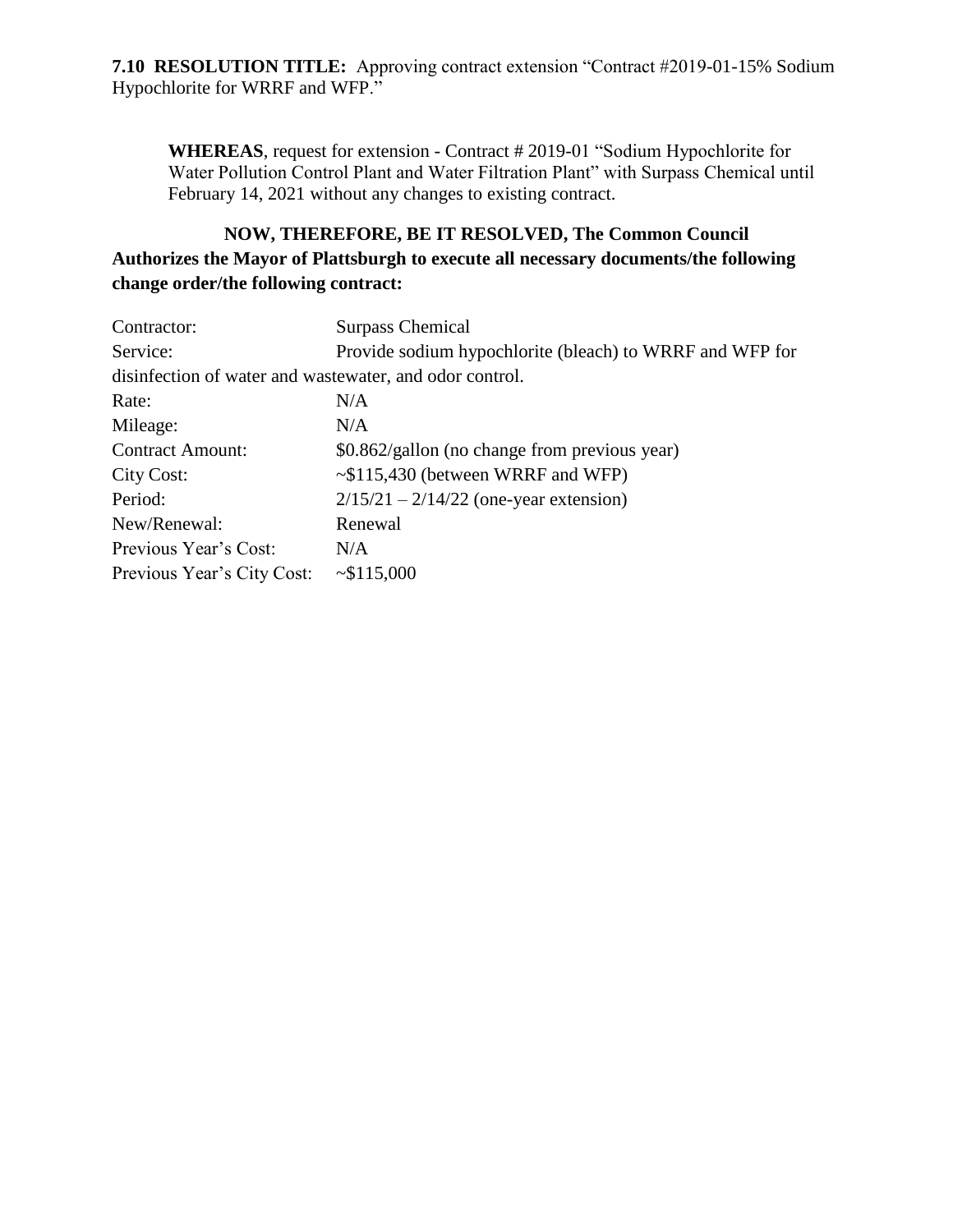**7.10 RESOLUTION TITLE:** Approving contract extension "Contract #2019-01-15% Sodium Hypochlorite for WRRF and WFP."

**WHEREAS**, request for extension - Contract # 2019-01 "Sodium Hypochlorite for Water Pollution Control Plant and Water Filtration Plant" with Surpass Chemical until February 14, 2021 without any changes to existing contract.

**NOW, THEREFORE, BE IT RESOLVED, The Common Council Authorizes the Mayor of Plattsburgh to execute all necessary documents/the following change order/the following contract:**

| | |
|---|---|
| Contractor: | Surpass Chemical |
| Service: | Provide sodium hypochlorite (bleach) to WRRF and WFP for disinfection of water and wastewater, and odor control. |
| Rate: | N/A |
| Mileage: | N/A |
| Contract Amount: | $0.862/gallon (no change from previous year) |
| City Cost: | ~$115,430 (between WRRF and WFP) |
| Period: | 2/15/21 – 2/14/22 (one-year extension) |
| New/Renewal: | Renewal |
| Previous Year's Cost: | N/A |
| Previous Year's City Cost: | ~$115,000 |